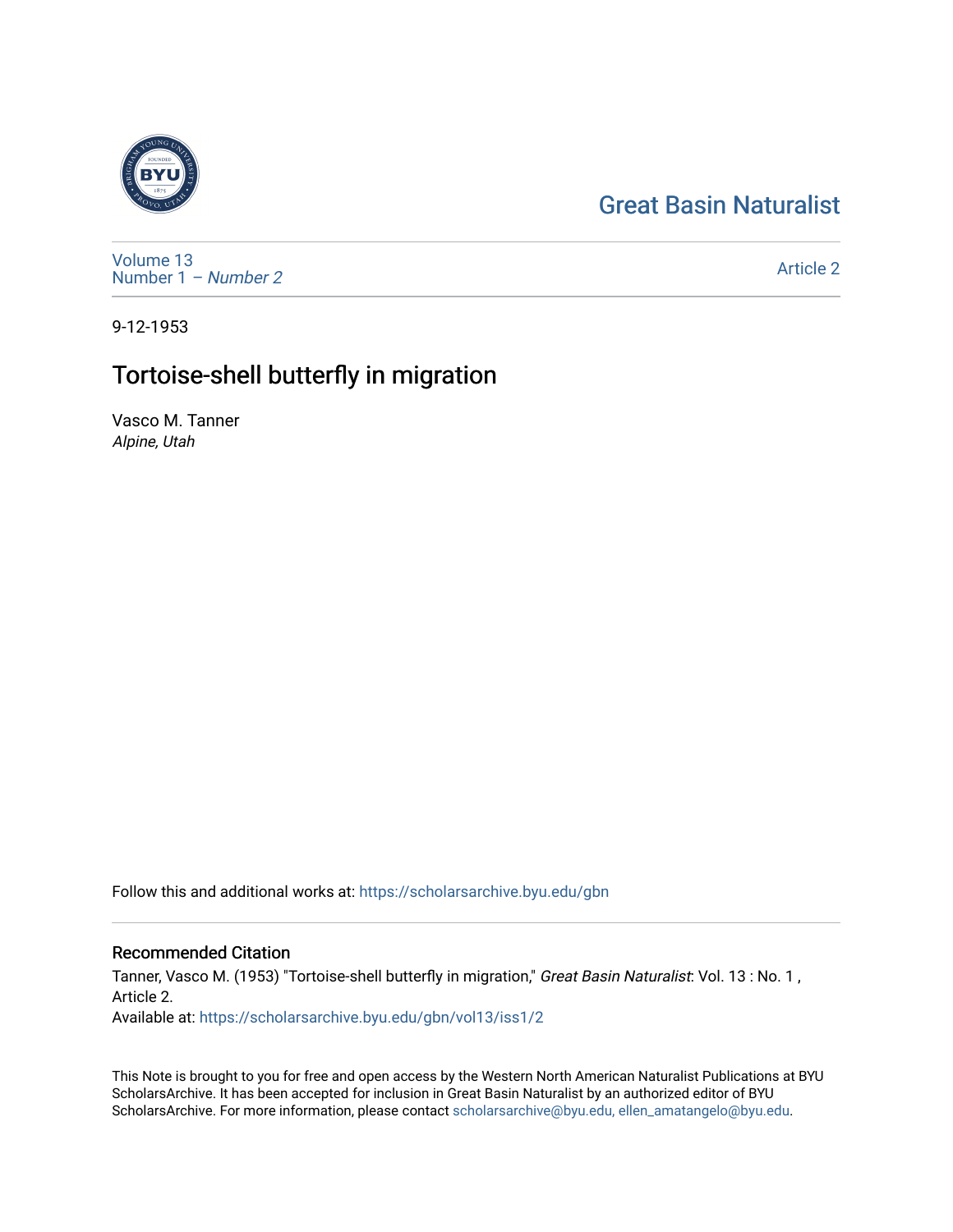Great Basin Naturalist

Volume 13
Number 1 – *Number 2*

Article 2

9-12-1953

# Tortoise-shell butterfly in migration

Vasco M. Tanner
*Alpine, Utah*

Follow this and additional works at: https://scholarsarchive.byu.edu/gbn

## Recommended Citation

Tanner, Vasco M. (1953) "Tortoise-shell butterfly in migration," *Great Basin Naturalist*: Vol. 13 : No. 1 , Article 2.
Available at: https://scholarsarchive.byu.edu/gbn/vol13/iss1/2

This Note is brought to you for free and open access by the Western North American Naturalist Publications at BYU ScholarsArchive. It has been accepted for inclusion in Great Basin Naturalist by an authorized editor of BYU ScholarsArchive. For more information, please contact scholarsarchive@byu.edu, ellen_amatangelo@byu.edu.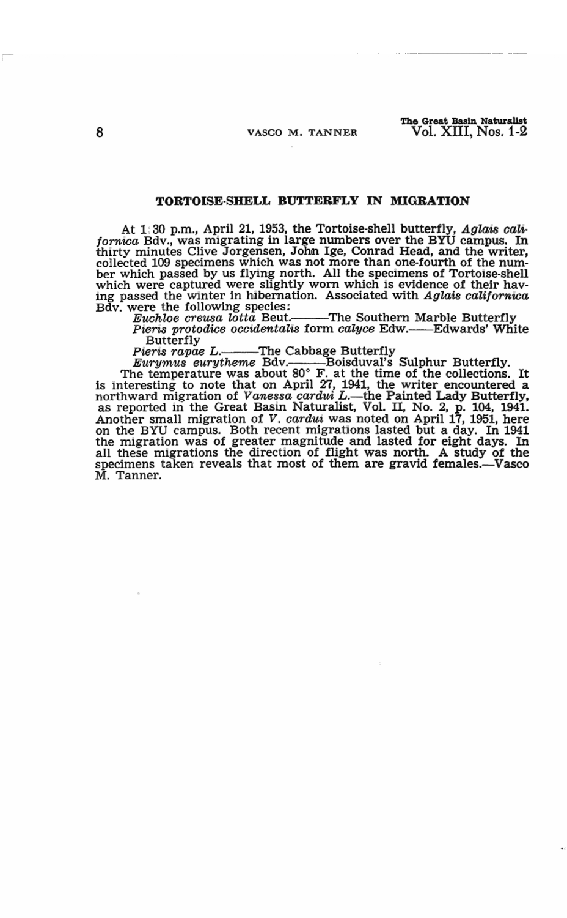## TORTOISE-SHELL BUTTERFLY IN MIGRATION

At 1:30 p.m., April 21, 1953, the Tortoise-shell butterfly, *Aglais californica* Bdv., was migrating in large numbers over the BYU campus. In thirty minutes Clive Jorgensen, John Ige, Conrad Head, and the writer, collected 109 specimens which was not more than one-fourth of the number which passed by us flying north. All the specimens of Tortoise-shell which were captured were slightly worn which is evidence of their having passed the winter in hibernation. Associated with *Aglais californica* Bdv. were the following species:

*Euchloe creusa lotta* Beut.———The Southern Marble Butterfly
*Pieris protodice occidentalis* form *calyce* Edw.——Edwards' White Butterfly
*Pieris rapae* L.———The Cabbage Butterfly
*Eurymus eurytheme* Bdv.———Boisduval's Sulphur Butterfly.

The temperature was about 80° F. at the time of the collections. It is interesting to note that on April 27, 1941, the writer encountered a northward migration of *Vanessa cardui L.*—the Painted Lady Butterfly, as reported in the Great Basin Naturalist, Vol. II, No. 2, p. 104, 1941. Another small migration of *V. cardui* was noted on April 17, 1951, here on the BYU campus. Both recent migrations lasted but a day. In 1941 the migration was of greater magnitude and lasted for eight days. In all these migrations the direction of flight was north. A study of the specimens taken reveals that most of them are gravid females.—Vasco M. Tanner.